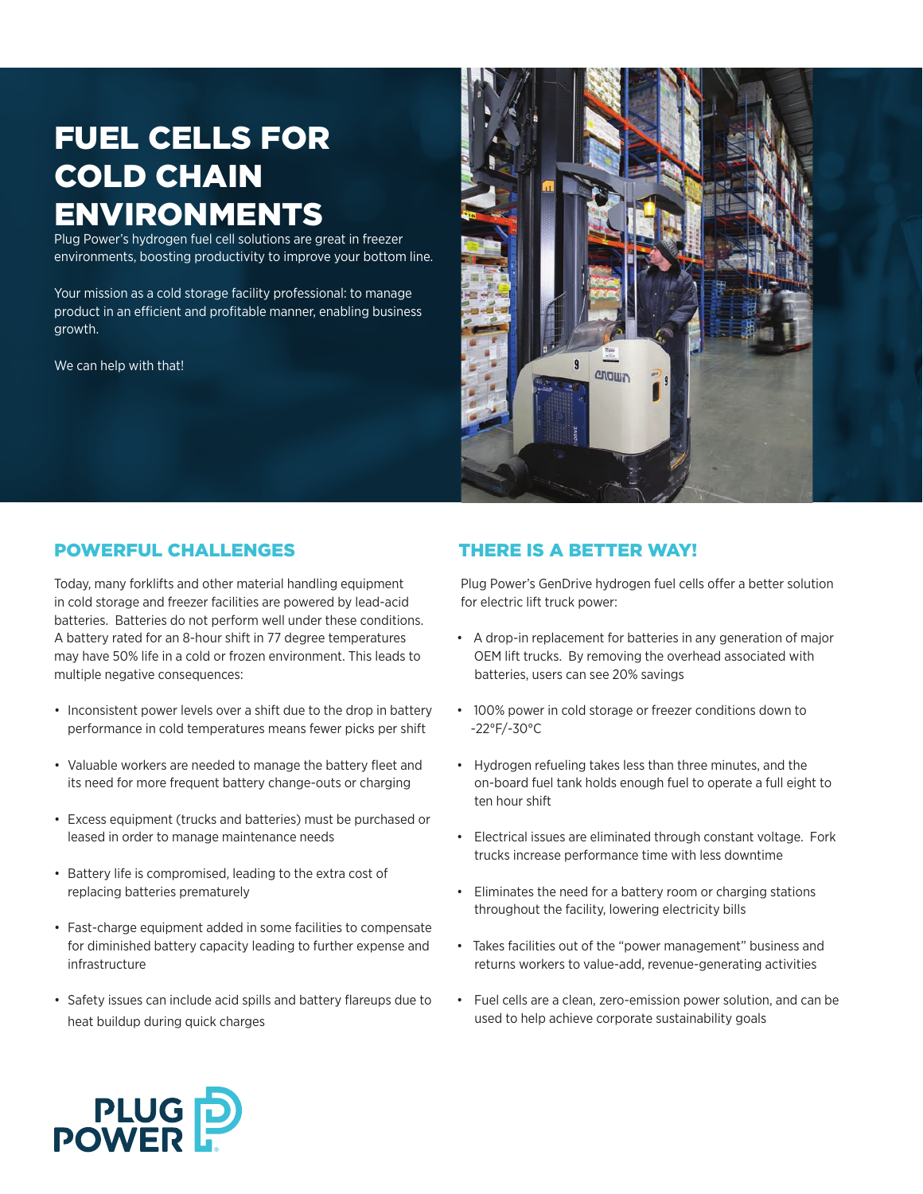# FUEL CELLS FOR COLD CHAIN ENVIRONMENTS

Plug Power's hydrogen fuel cell solutions are great in freezer environments, boosting productivity to improve your bottom line.

Your mission as a cold storage facility professional: to manage product in an efficient and profitable manner, enabling business growth.

We can help with that!

## POWERFUL CHALLENGES

Today, many forklifts and other material handling equipment in cold storage and freezer facilities are powered by lead-acid batteries. Batteries do not perform well under these conditions. A battery rated for an 8-hour shift in 77 degree temperatures may have 50% life in a cold or frozen environment. This leads to multiple negative consequences:

- Inconsistent power levels over a shift due to the drop in battery performance in cold temperatures means fewer picks per shift
- Valuable workers are needed to manage the battery fleet and its need for more frequent battery change-outs or charging
- Excess equipment (trucks and batteries) must be purchased or leased in order to manage maintenance needs
- Battery life is compromised, leading to the extra cost of replacing batteries prematurely
- Fast-charge equipment added in some facilities to compensate for diminished battery capacity leading to further expense and infrastructure
- Safety issues can include acid spills and battery flareups due to heat buildup during quick charges

## THERE IS A BETTER WAY!

Plug Power's GenDrive hydrogen fuel cells offer a better solution for electric lift truck power:

- A drop-in replacement for batteries in any generation of major OEM lift trucks. By removing the overhead associated with batteries, users can see 20% savings
- 100% power in cold storage or freezer conditions down to -22°F/-30°C
- Hydrogen refueling takes less than three minutes, and the on-board fuel tank holds enough fuel to operate a full eight to ten hour shift
- Electrical issues are eliminated through constant voltage. Fork trucks increase performance time with less downtime
- Eliminates the need for a battery room or charging stations throughout the facility, lowering electricity bills
- Takes facilities out of the "power management" business and returns workers to value-add, revenue-generating activities
- Fuel cells are a clean, zero-emission power solution, and can be used to help achieve corporate sustainability goals

PLUG POWER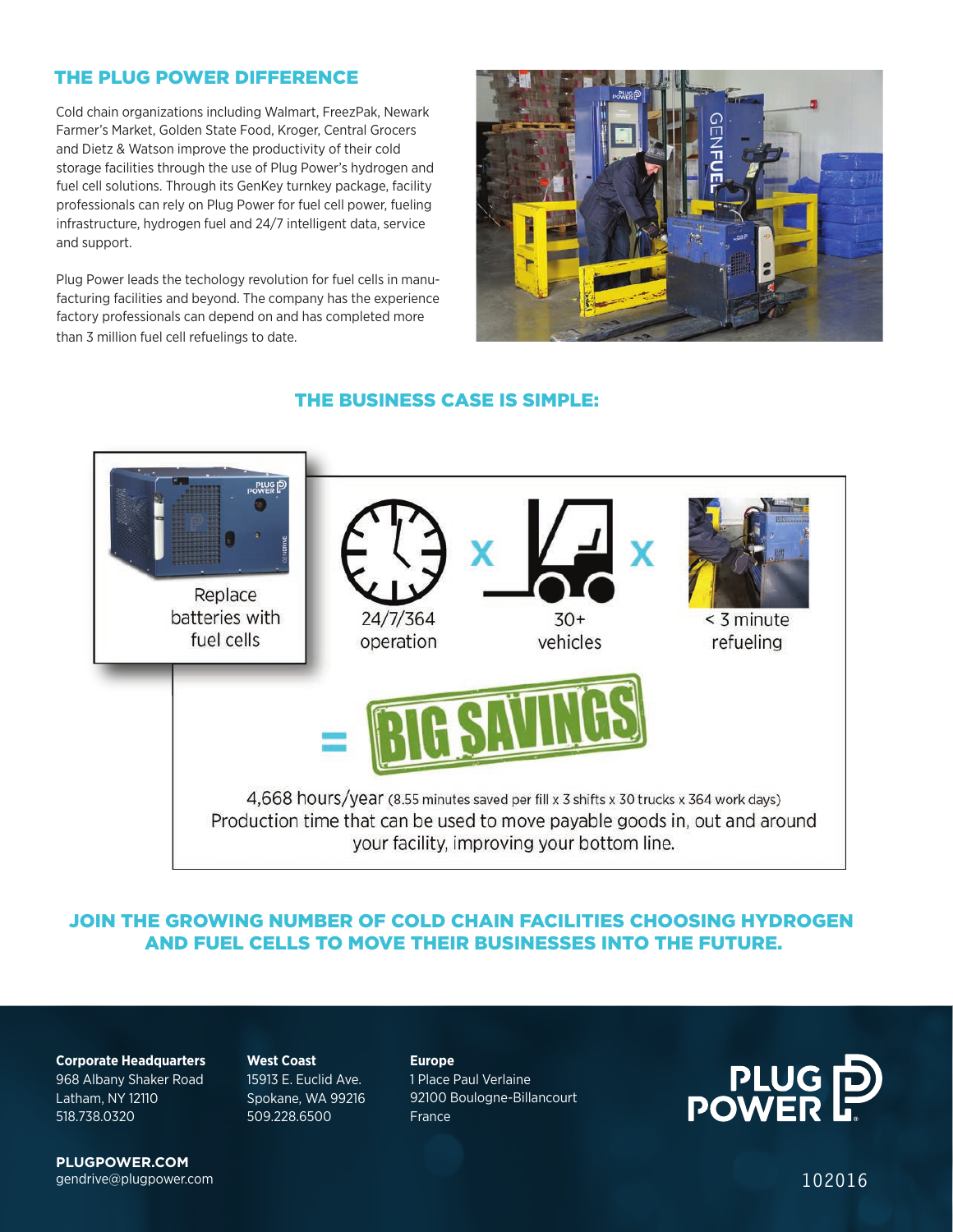## THE PLUG POWER DIFFERENCE

Cold chain organizations including Walmart, FreezPak, Newark Farmer's Market, Golden State Food, Kroger, Central Grocers and Dietz & Watson improve the productivity of their cold storage facilities through the use of Plug Power's hydrogen and fuel cell solutions. Through its GenKey turnkey package, facility professionals can rely on Plug Power for fuel cell power, fueling infrastructure, hydrogen fuel and 24/7 intelligent data, service and support.

Plug Power leads the techology revolution for fuel cells in manufacturing facilities and beyond. The company has the experience factory professionals can depend on and has completed more than 3 million fuel cell refuelings to date.

## THE BUSINESS CASE IS SIMPLE:

Replace batteries with fuel cells

24/7/364 operation x 30+ vehicles x < 3 minute refueling

= BIG SAVINGS

4,668 hours/year (8.55 minutes saved per fill x 3 shifts x 30 trucks x 364 work days)
Production time that can be used to move payable goods in, out and around your facility, improving your bottom line.

## JOIN THE GROWING NUMBER OF COLD CHAIN FACILITIES CHOOSING HYDROGEN AND FUEL CELLS TO MOVE THEIR BUSINESSES INTO THE FUTURE.

**Corporate Headquarters**
968 Albany Shaker Road
Latham, NY 12110
518.738.0320

**West Coast**
15913 E. Euclid Ave.
Spokane, WA 99216
509.228.6500

**Europe**
1 Place Paul Verlaine
92100 Boulogne-Billancourt
France

**PLUGPOWER.COM**
gendrive@plugpower.com

PLUG POWER

102016